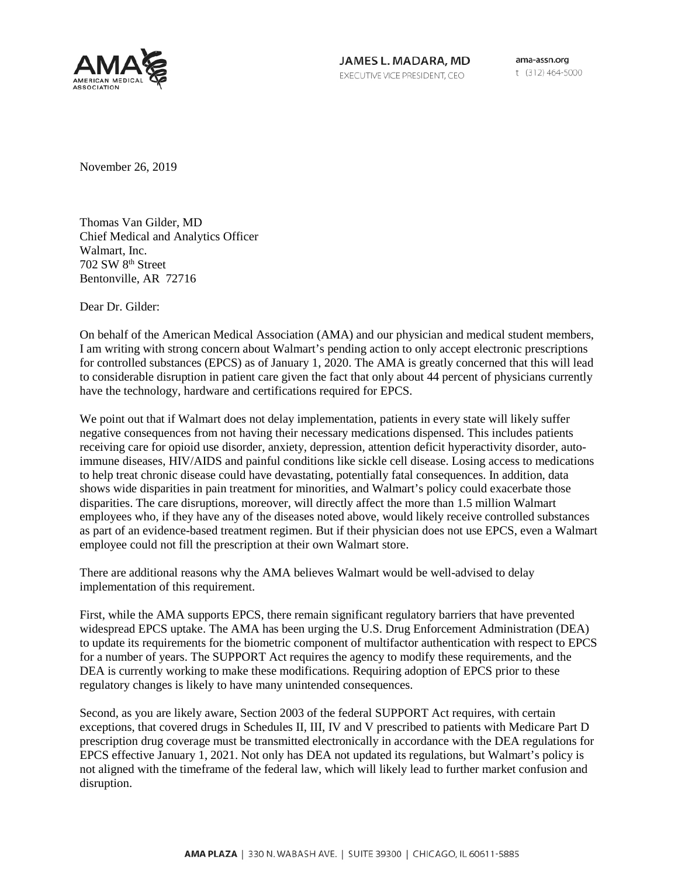**JAMES L. MADARA, MD**
EXECUTIVE VICE PRESIDENT, CEO

ama-assn.org
t (312) 464-5000

November 26, 2019

Thomas Van Gilder, MD
Chief Medical and Analytics Officer
Walmart, Inc.
702 SW 8th Street
Bentonville, AR 72716

Dear Dr. Gilder:

On behalf of the American Medical Association (AMA) and our physician and medical student members, I am writing with strong concern about Walmart's pending action to only accept electronic prescriptions for controlled substances (EPCS) as of January 1, 2020. The AMA is greatly concerned that this will lead to considerable disruption in patient care given the fact that only about 44 percent of physicians currently have the technology, hardware and certifications required for EPCS.

We point out that if Walmart does not delay implementation, patients in every state will likely suffer negative consequences from not having their necessary medications dispensed. This includes patients receiving care for opioid use disorder, anxiety, depression, attention deficit hyperactivity disorder, auto-immune diseases, HIV/AIDS and painful conditions like sickle cell disease. Losing access to medications to help treat chronic disease could have devastating, potentially fatal consequences. In addition, data shows wide disparities in pain treatment for minorities, and Walmart's policy could exacerbate those disparities. The care disruptions, moreover, will directly affect the more than 1.5 million Walmart employees who, if they have any of the diseases noted above, would likely receive controlled substances as part of an evidence-based treatment regimen. But if their physician does not use EPCS, even a Walmart employee could not fill the prescription at their own Walmart store.

There are additional reasons why the AMA believes Walmart would be well-advised to delay implementation of this requirement.

First, while the AMA supports EPCS, there remain significant regulatory barriers that have prevented widespread EPCS uptake. The AMA has been urging the U.S. Drug Enforcement Administration (DEA) to update its requirements for the biometric component of multifactor authentication with respect to EPCS for a number of years. The SUPPORT Act requires the agency to modify these requirements, and the DEA is currently working to make these modifications. Requiring adoption of EPCS prior to these regulatory changes is likely to have many unintended consequences.

Second, as you are likely aware, Section 2003 of the federal SUPPORT Act requires, with certain exceptions, that covered drugs in Schedules II, III, IV and V prescribed to patients with Medicare Part D prescription drug coverage must be transmitted electronically in accordance with the DEA regulations for EPCS effective January 1, 2021. Not only has DEA not updated its regulations, but Walmart's policy is not aligned with the timeframe of the federal law, which will likely lead to further market confusion and disruption.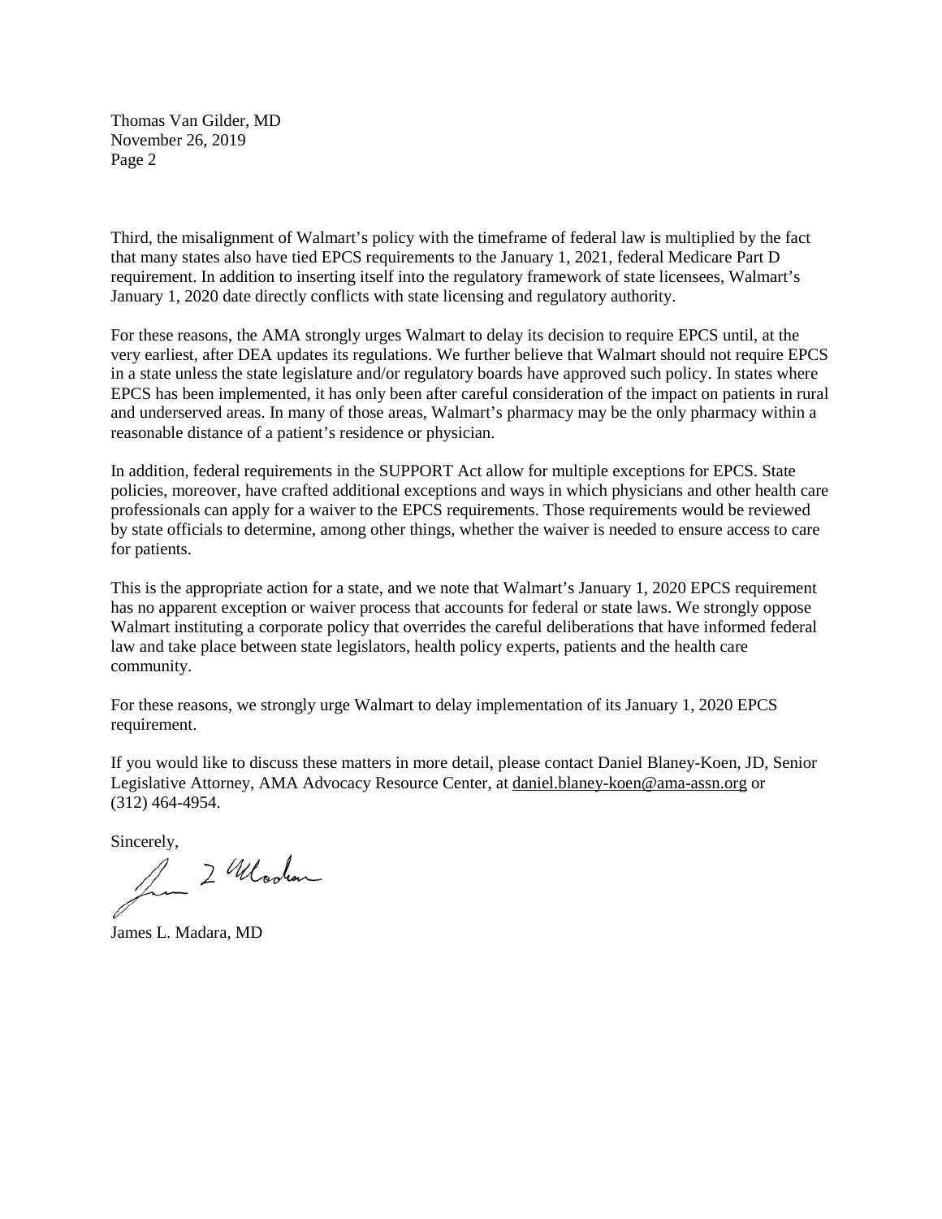Third, the misalignment of Walmart's policy with the timeframe of federal law is multiplied by the fact that many states also have tied EPCS requirements to the January 1, 2021, federal Medicare Part D requirement. In addition to inserting itself into the regulatory framework of state licensees, Walmart's January 1, 2020 date directly conflicts with state licensing and regulatory authority.

For these reasons, the AMA strongly urges Walmart to delay its decision to require EPCS until, at the very earliest, after DEA updates its regulations. We further believe that Walmart should not require EPCS in a state unless the state legislature and/or regulatory boards have approved such policy. In states where EPCS has been implemented, it has only been after careful consideration of the impact on patients in rural and underserved areas. In many of those areas, Walmart's pharmacy may be the only pharmacy within a reasonable distance of a patient's residence or physician.

In addition, federal requirements in the SUPPORT Act allow for multiple exceptions for EPCS. State policies, moreover, have crafted additional exceptions and ways in which physicians and other health care professionals can apply for a waiver to the EPCS requirements. Those requirements would be reviewed by state officials to determine, among other things, whether the waiver is needed to ensure access to care for patients.

This is the appropriate action for a state, and we note that Walmart's January 1, 2020 EPCS requirement has no apparent exception or waiver process that accounts for federal or state laws. We strongly oppose Walmart instituting a corporate policy that overrides the careful deliberations that have informed federal law and take place between state legislators, health policy experts, patients and the health care community.

For these reasons, we strongly urge Walmart to delay implementation of its January 1, 2020 EPCS requirement.

If you would like to discuss these matters in more detail, please contact Daniel Blaney-Koen, JD, Senior Legislative Attorney, AMA Advocacy Resource Center, at daniel.blaney-koen@ama-assn.org or (312) 464-4954.

Sincerely,

James L. Madara, MD